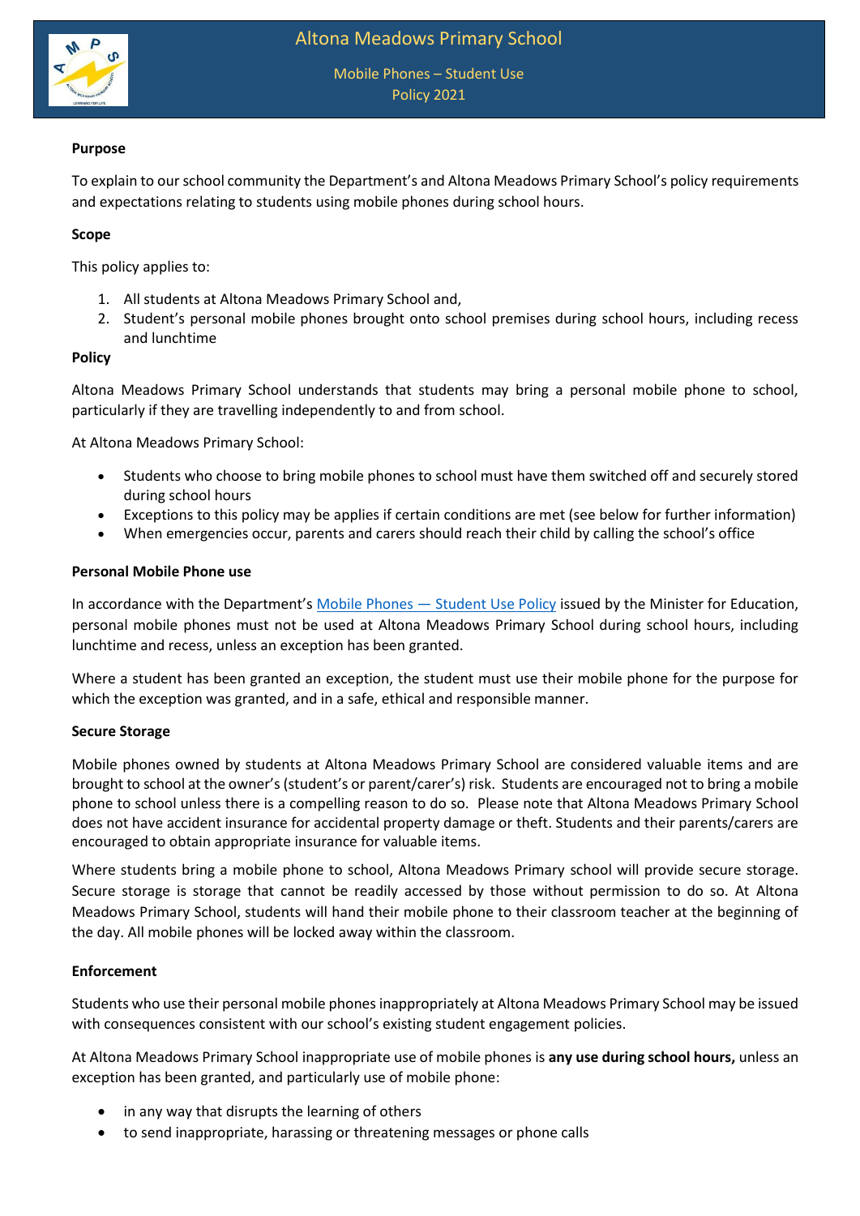# Altona Meadows Primary School

## Mobile Phones – Student Use Policy 2021

**Purpose**

To explain to our school community the Department's and Altona Meadows Primary School's policy requirements and expectations relating to students using mobile phones during school hours.

**Scope**

This policy applies to:

1. All students at Altona Meadows Primary School and,
2. Student's personal mobile phones brought onto school premises during school hours, including recess and lunchtime

**Policy**

Altona Meadows Primary School understands that students may bring a personal mobile phone to school, particularly if they are travelling independently to and from school.

At Altona Meadows Primary School:

- Students who choose to bring mobile phones to school must have them switched off and securely stored during school hours
- Exceptions to this policy may be applies if certain conditions are met (see below for further information)
- When emergencies occur, parents and carers should reach their child by calling the school's office

**Personal Mobile Phone use**

In accordance with the Department's Mobile Phones — Student Use Policy issued by the Minister for Education, personal mobile phones must not be used at Altona Meadows Primary School during school hours, including lunchtime and recess, unless an exception has been granted.

Where a student has been granted an exception, the student must use their mobile phone for the purpose for which the exception was granted, and in a safe, ethical and responsible manner.

**Secure Storage**

Mobile phones owned by students at Altona Meadows Primary School are considered valuable items and are brought to school at the owner's (student's or parent/carer's) risk. Students are encouraged not to bring a mobile phone to school unless there is a compelling reason to do so. Please note that Altona Meadows Primary School does not have accident insurance for accidental property damage or theft. Students and their parents/carers are encouraged to obtain appropriate insurance for valuable items.

Where students bring a mobile phone to school, Altona Meadows Primary school will provide secure storage. Secure storage is storage that cannot be readily accessed by those without permission to do so. At Altona Meadows Primary School, students will hand their mobile phone to their classroom teacher at the beginning of the day. All mobile phones will be locked away within the classroom.

**Enforcement**

Students who use their personal mobile phones inappropriately at Altona Meadows Primary School may be issued with consequences consistent with our school's existing student engagement policies.

At Altona Meadows Primary School inappropriate use of mobile phones is **any use during school hours,** unless an exception has been granted, and particularly use of mobile phone:

- in any way that disrupts the learning of others
- to send inappropriate, harassing or threatening messages or phone calls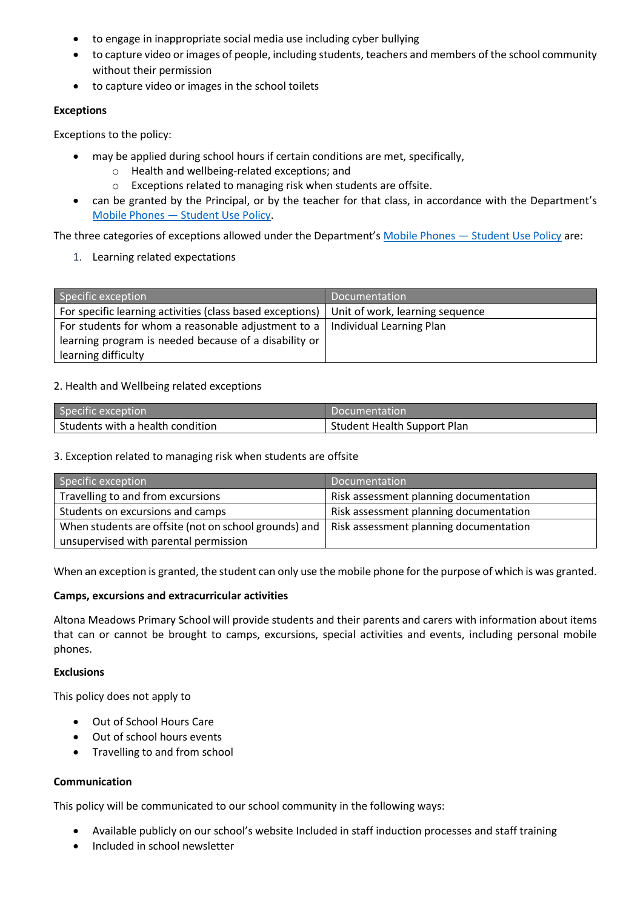- to engage in inappropriate social media use including cyber bullying
- to capture video or images of people, including students, teachers and members of the school community without their permission
- to capture video or images in the school toilets

**Exceptions**

Exceptions to the policy:

- may be applied during school hours if certain conditions are met, specifically,
    - Health and wellbeing-related exceptions; and
    - Exceptions related to managing risk when students are offsite.
- can be granted by the Principal, or by the teacher for that class, in accordance with the Department's [Mobile Phones — Student Use Policy](#).

The three categories of exceptions allowed under the Department's [Mobile Phones — Student Use Policy](#) are:

1. Learning related expectations

| Specific exception | Documentation |
|---|---|
| For specific learning activities (class based exceptions) | Unit of work, learning sequence |
| For students for whom a reasonable adjustment to a learning program is needed because of a disability or learning difficulty | Individual Learning Plan |

2. Health and Wellbeing related exceptions

| Specific exception | Documentation |
|---|---|
| Students with a health condition | Student Health Support Plan |

3. Exception related to managing risk when students are offsite

| Specific exception | Documentation |
|---|---|
| Travelling to and from excursions | Risk assessment planning documentation |
| Students on excursions and camps | Risk assessment planning documentation |
| When students are offsite (not on school grounds) and unsupervised with parental permission | Risk assessment planning documentation |

When an exception is granted, the student can only use the mobile phone for the purpose of which is was granted.

**Camps, excursions and extracurricular activities**

Altona Meadows Primary School will provide students and their parents and carers with information about items that can or cannot be brought to camps, excursions, special activities and events, including personal mobile phones.

**Exclusions**

This policy does not apply to

- Out of School Hours Care
- Out of school hours events
- Travelling to and from school

**Communication**

This policy will be communicated to our school community in the following ways:

- Available publicly on our school's website Included in staff induction processes and staff training
- Included in school newsletter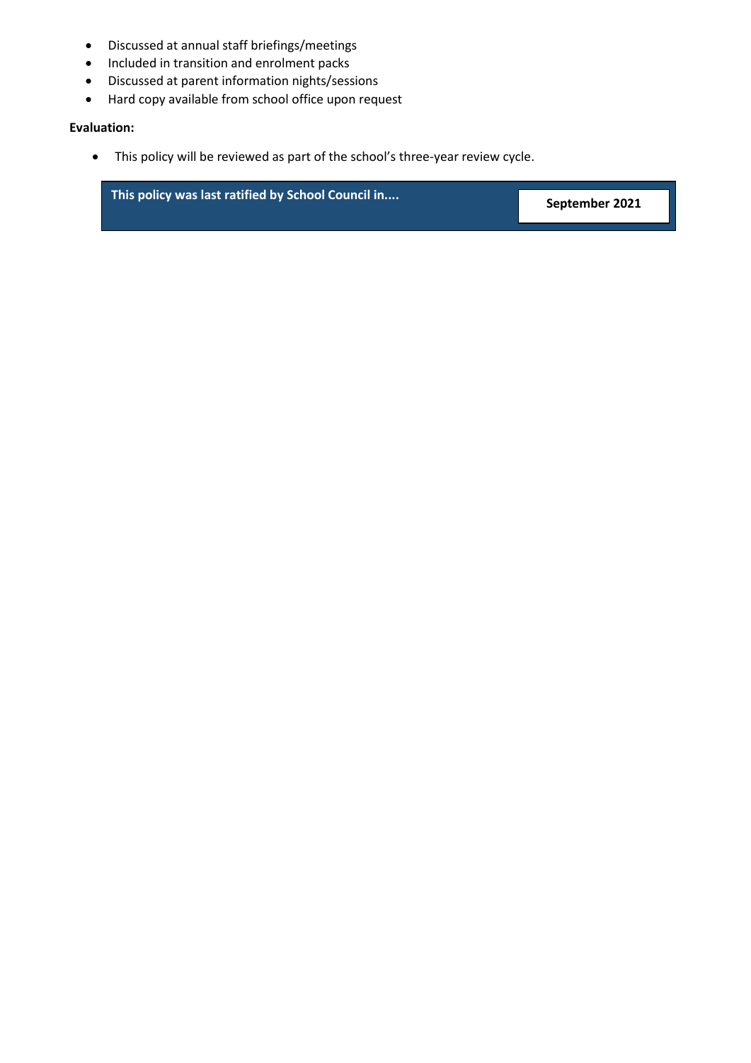- Discussed at annual staff briefings/meetings
- Included in transition and enrolment packs
- Discussed at parent information nights/sessions
- Hard copy available from school office upon request

**Evaluation:**

- This policy will be reviewed as part of the school's three-year review cycle.

| | |
|---|---|
| **This policy was last ratified by School Council in....** | **September 2021** |